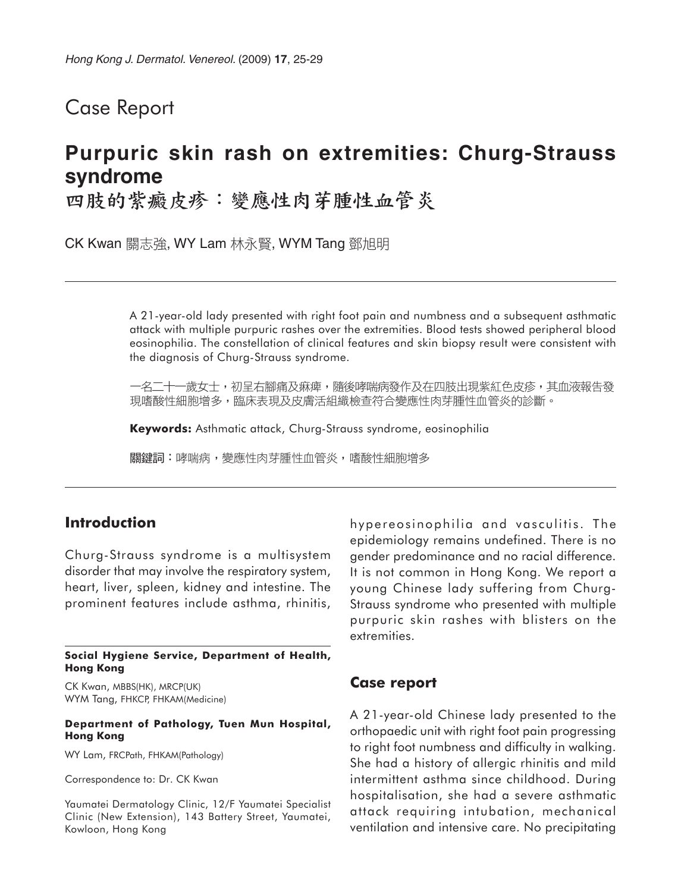Case Report

# Purpuric skin rash on extremities: Churg-Strauss syndrome

# 四肢的紫瘢皮疹：變應性肉芽腫性血管炎

CK Kwan 關志強, WY Lam 林永賢, WYM Tang 鄧旭明

A 21-year-old lady presented with right foot pain and numbness and a subsequent asthmatic attack with multiple purpuric rashes over the extremities. Blood tests showed peripheral blood eosinophilia. The constellation of clinical features and skin biopsy result were consistent with the diagnosis of Churg-Strauss syndrome.

一名二十一歲女士，初呈右腳痛及麻痺，隨後哮喘病發作及在四肢出現紫紅色皮疹，其血液報告發現嗜酸性細胞增多，臨床表現及皮膚活組織檢查符合變應性肉芽腫性血管炎的診斷。

**Keywords:** Asthmatic attack, Churg-Strauss syndrome, eosinophilia

**關鍵詞**：哮喘病，變應性肉芽腫性血管炎，嗜酸性細胞增多

## Introduction

Churg-Strauss syndrome is a multisystem disorder that may involve the respiratory system, heart, liver, spleen, kidney and intestine. The prominent features include asthma, rhinitis, hypereosinophilia and vasculitis. The epidemiology remains undefined. There is no gender predominance and no racial difference. It is not common in Hong Kong. We report a young Chinese lady suffering from Churg-Strauss syndrome who presented with multiple purpuric skin rashes with blisters on the extremities.

## Case report

A 21-year-old Chinese lady presented to the orthopaedic unit with right foot pain progressing to right foot numbness and difficulty in walking. She had a history of allergic rhinitis and mild intermittent asthma since childhood. During hospitalisation, she had a severe asthmatic attack requiring intubation, mechanical ventilation and intensive care. No precipitating

**Social Hygiene Service, Department of Health, Hong Kong**

CK Kwan, MBBS(HK), MRCP(UK)
WYM Tang, FHKCP, FHKAM(Medicine)

**Department of Pathology, Tuen Mun Hospital, Hong Kong**

WY Lam, FRCPath, FHKAM(Pathology)

Correspondence to: Dr. CK Kwan

Yaumatei Dermatology Clinic, 12/F Yaumatei Specialist Clinic (New Extension), 143 Battery Street, Yaumatei, Kowloon, Hong Kong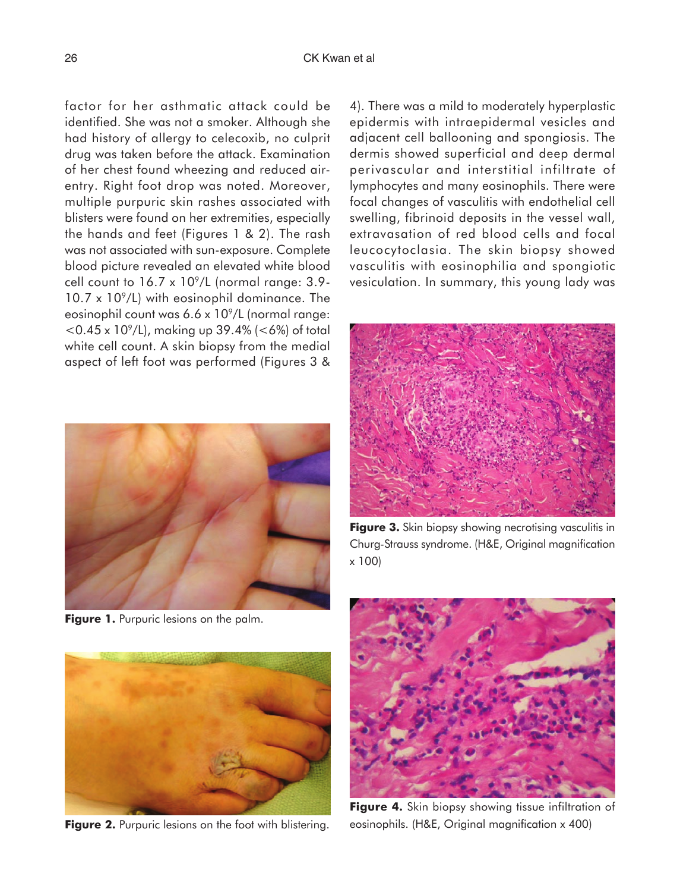factor for her asthmatic attack could be identified. She was not a smoker. Although she had history of allergy to celecoxib, no culprit drug was taken before the attack. Examination of her chest found wheezing and reduced air-entry. Right foot drop was noted. Moreover, multiple purpuric skin rashes associated with blisters were found on her extremities, especially the hands and feet (Figures 1 & 2). The rash was not associated with sun-exposure. Complete blood picture revealed an elevated white blood cell count to 16.7 x $10^9$/L (normal range: 3.9-10.7 x $10^9$/L) with eosinophil dominance. The eosinophil count was 6.6 x $10^9$/L (normal range: <0.45 x $10^9$/L), making up 39.4% (<6%) of total white cell count. A skin biopsy from the medial aspect of left foot was performed (Figures 3 & 4). There was a mild to moderately hyperplastic epidermis with intraepidermal vesicles and adjacent cell ballooning and spongiosis. The dermis showed superficial and deep dermal perivascular and interstitial infiltrate of lymphocytes and many eosinophils. There were focal changes of vasculitis with endothelial cell swelling, fibrinoid deposits in the vessel wall, extravasation of red blood cells and focal leucocytoclasia. The skin biopsy showed vasculitis with eosinophilia and spongiotic vesiculation. In summary, this young lady was

**Figure 1.** Purpuric lesions on the palm.

**Figure 2.** Purpuric lesions on the foot with blistering.

**Figure 3.** Skin biopsy showing necrotising vasculitis in Churg-Strauss syndrome. (H&E, Original magnification x 100)

**Figure 4.** Skin biopsy showing tissue infiltration of eosinophils. (H&E, Original magnification x 400)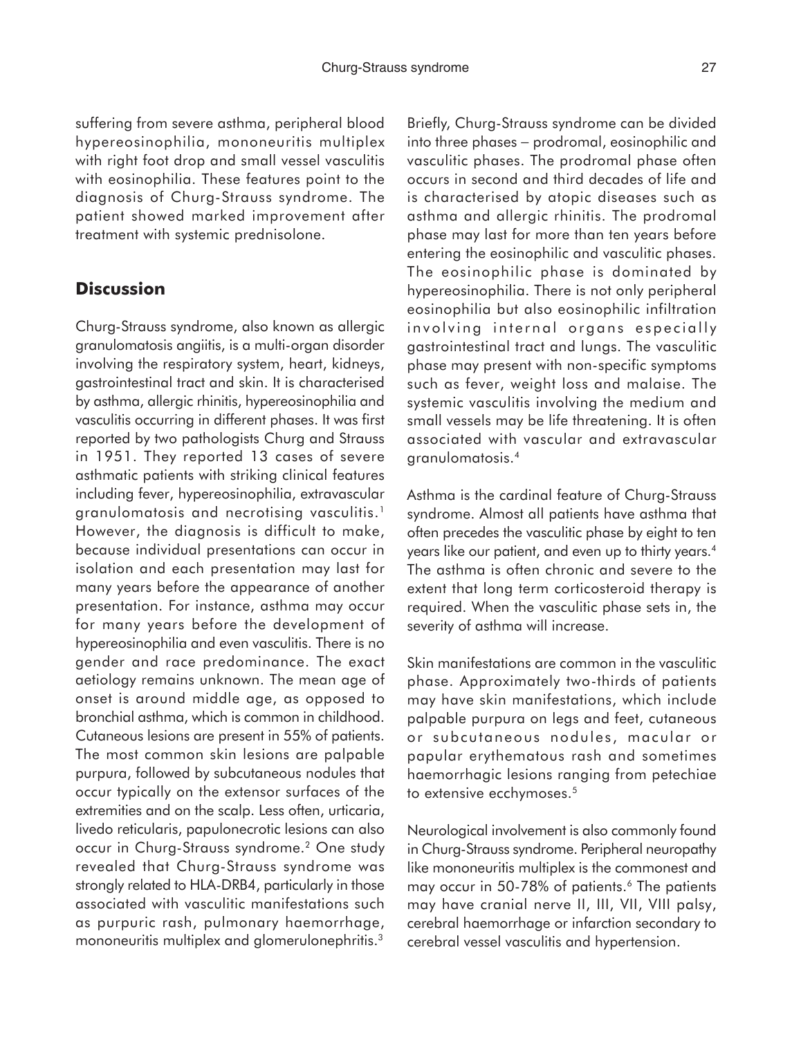suffering from severe asthma, peripheral blood hypereosinophilia, mononeuritis multiplex with right foot drop and small vessel vasculitis with eosinophilia. These features point to the diagnosis of Churg-Strauss syndrome. The patient showed marked improvement after treatment with systemic prednisolone.

## Discussion

Churg-Strauss syndrome, also known as allergic granulomatosis angiitis, is a multi-organ disorder involving the respiratory system, heart, kidneys, gastrointestinal tract and skin. It is characterised by asthma, allergic rhinitis, hypereosinophilia and vasculitis occurring in different phases. It was first reported by two pathologists Churg and Strauss in 1951. They reported 13 cases of severe asthmatic patients with striking clinical features including fever, hypereosinophilia, extravascular granulomatosis and necrotising vasculitis.[1] However, the diagnosis is difficult to make, because individual presentations can occur in isolation and each presentation may last for many years before the appearance of another presentation. For instance, asthma may occur for many years before the development of hypereosinophilia and even vasculitis. There is no gender and race predominance. The exact aetiology remains unknown. The mean age of onset is around middle age, as opposed to bronchial asthma, which is common in childhood. Cutaneous lesions are present in 55% of patients. The most common skin lesions are palpable purpura, followed by subcutaneous nodules that occur typically on the extensor surfaces of the extremities and on the scalp. Less often, urticaria, livedo reticularis, papulonecrotic lesions can also occur in Churg-Strauss syndrome.[2] One study revealed that Churg-Strauss syndrome was strongly related to HLA-DRB4, particularly in those associated with vasculitic manifestations such as purpuric rash, pulmonary haemorrhage, mononeuritis multiplex and glomerulonephritis.[3]

Briefly, Churg-Strauss syndrome can be divided into three phases – prodromal, eosinophilic and vasculitic phases. The prodromal phase often occurs in second and third decades of life and is characterised by atopic diseases such as asthma and allergic rhinitis. The prodromal phase may last for more than ten years before entering the eosinophilic and vasculitic phases. The eosinophilic phase is dominated by hypereosinophilia. There is not only peripheral eosinophilia but also eosinophilic infiltration involving internal organs especially gastrointestinal tract and lungs. The vasculitic phase may present with non-specific symptoms such as fever, weight loss and malaise. The systemic vasculitis involving the medium and small vessels may be life threatening. It is often associated with vascular and extravascular granulomatosis.[4]

Asthma is the cardinal feature of Churg-Strauss syndrome. Almost all patients have asthma that often precedes the vasculitic phase by eight to ten years like our patient, and even up to thirty years.[4] The asthma is often chronic and severe to the extent that long term corticosteroid therapy is required. When the vasculitic phase sets in, the severity of asthma will increase.

Skin manifestations are common in the vasculitic phase. Approximately two-thirds of patients may have skin manifestations, which include palpable purpura on legs and feet, cutaneous or subcutaneous nodules, macular or papular erythematous rash and sometimes haemorrhagic lesions ranging from petechiae to extensive ecchymoses.[5]

Neurological involvement is also commonly found in Churg-Strauss syndrome. Peripheral neuropathy like mononeuritis multiplex is the commonest and may occur in 50-78% of patients.[6] The patients may have cranial nerve II, III, VII, VIII palsy, cerebral haemorrhage or infarction secondary to cerebral vessel vasculitis and hypertension.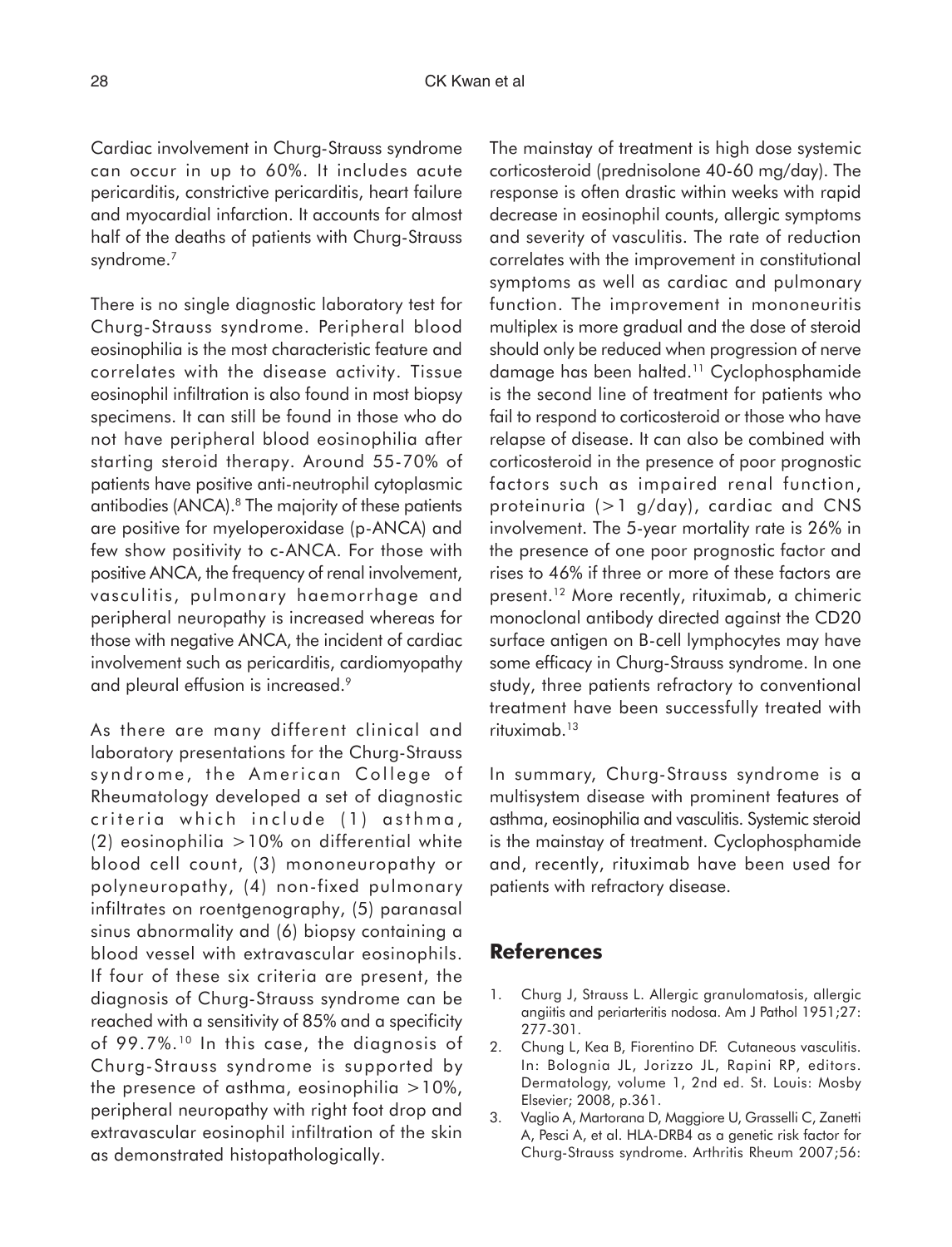Cardiac involvement in Churg-Strauss syndrome can occur in up to 60%. It includes acute pericarditis, constrictive pericarditis, heart failure and myocardial infarction. It accounts for almost half of the deaths of patients with Churg-Strauss syndrome.[7]

There is no single diagnostic laboratory test for Churg-Strauss syndrome. Peripheral blood eosinophilia is the most characteristic feature and correlates with the disease activity. Tissue eosinophil infiltration is also found in most biopsy specimens. It can still be found in those who do not have peripheral blood eosinophilia after starting steroid therapy. Around 55-70% of patients have positive anti-neutrophil cytoplasmic antibodies (ANCA).[8] The majority of these patients are positive for myeloperoxidase (p-ANCA) and few show positivity to c-ANCA. For those with positive ANCA, the frequency of renal involvement, vasculitis, pulmonary haemorrhage and peripheral neuropathy is increased whereas for those with negative ANCA, the incident of cardiac involvement such as pericarditis, cardiomyopathy and pleural effusion is increased.[9]

As there are many different clinical and laboratory presentations for the Churg-Strauss syndrome, the American College of Rheumatology developed a set of diagnostic criteria which include (1) asthma, (2) eosinophilia >10% on differential white blood cell count, (3) mononeuropathy or polyneuropathy, (4) non-fixed pulmonary infiltrates on roentgenography, (5) paranasal sinus abnormality and (6) biopsy containing a blood vessel with extravascular eosinophils. If four of these six criteria are present, the diagnosis of Churg-Strauss syndrome can be reached with a sensitivity of 85% and a specificity of 99.7%.[10] In this case, the diagnosis of Churg-Strauss syndrome is supported by the presence of asthma, eosinophilia >10%, peripheral neuropathy with right foot drop and extravascular eosinophil infiltration of the skin as demonstrated histopathologically.

The mainstay of treatment is high dose systemic corticosteroid (prednisolone 40-60 mg/day). The response is often drastic within weeks with rapid decrease in eosinophil counts, allergic symptoms and severity of vasculitis. The rate of reduction correlates with the improvement in constitutional symptoms as well as cardiac and pulmonary function. The improvement in mononeuritis multiplex is more gradual and the dose of steroid should only be reduced when progression of nerve damage has been halted.[11] Cyclophosphamide is the second line of treatment for patients who fail to respond to corticosteroid or those who have relapse of disease. It can also be combined with corticosteroid in the presence of poor prognostic factors such as impaired renal function, proteinuria (>1 g/day), cardiac and CNS involvement. The 5-year mortality rate is 26% in the presence of one poor prognostic factor and rises to 46% if three or more of these factors are present.[12] More recently, rituximab, a chimeric monoclonal antibody directed against the CD20 surface antigen on B-cell lymphocytes may have some efficacy in Churg-Strauss syndrome. In one study, three patients refractory to conventional treatment have been successfully treated with rituximab.[13]

In summary, Churg-Strauss syndrome is a multisystem disease with prominent features of asthma, eosinophilia and vasculitis. Systemic steroid is the mainstay of treatment. Cyclophosphamide and, recently, rituximab have been used for patients with refractory disease.

## References

1. Churg J, Strauss L. Allergic granulomatosis, allergic angiitis and periarteritis nodosa. Am J Pathol 1951;27: 277-301.
2. Chung L, Kea B, Fiorentino DF. Cutaneous vasculitis. In: Bolognia JL, Jorizzo JL, Rapini RP, editors. Dermatology, volume 1, 2nd ed. St. Louis: Mosby Elsevier; 2008, p.361.
3. Vaglio A, Martorana D, Maggiore U, Grasselli C, Zanetti A, Pesci A, et al. HLA-DRB4 as a genetic risk factor for Churg-Strauss syndrome. Arthritis Rheum 2007;56: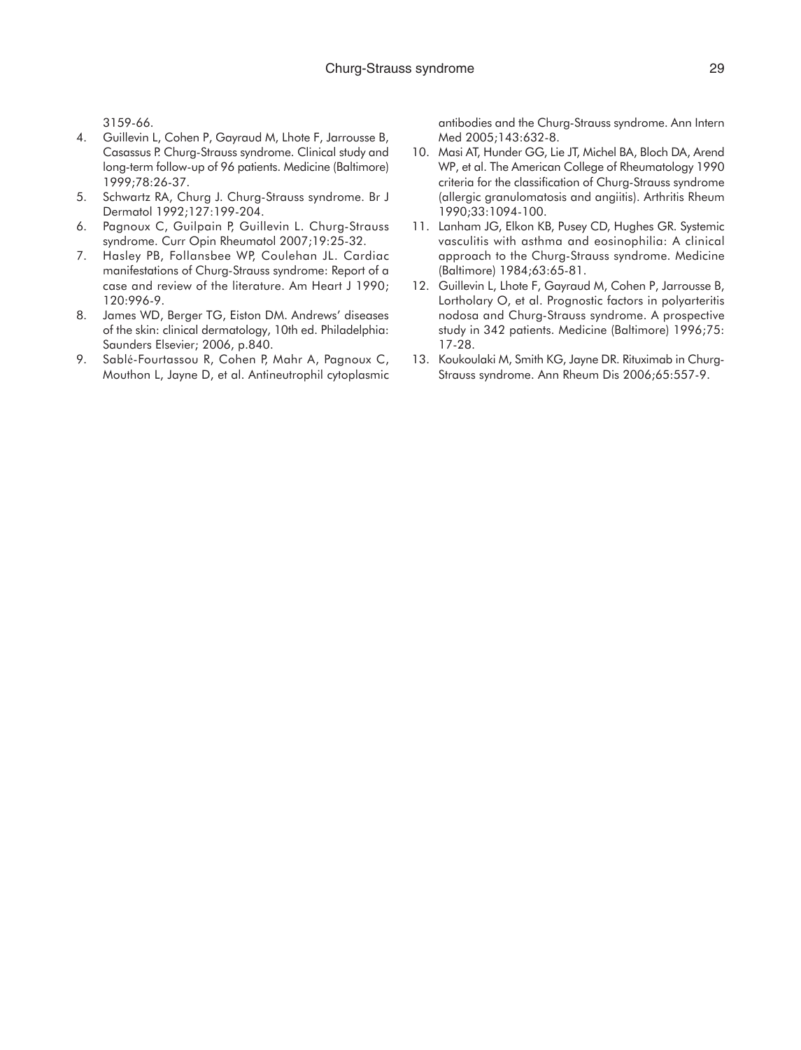3159-66.

4. Guillevin L, Cohen P, Gayraud M, Lhote F, Jarrousse B, Casassus P. Churg-Strauss syndrome. Clinical study and long-term follow-up of 96 patients. Medicine (Baltimore) 1999;78:26-37.
5. Schwartz RA, Churg J. Churg-Strauss syndrome. Br J Dermatol 1992;127:199-204.
6. Pagnoux C, Guilpain P, Guillevin L. Churg-Strauss syndrome. Curr Opin Rheumatol 2007;19:25-32.
7. Hasley PB, Follansbee WP, Coulehan JL. Cardiac manifestations of Churg-Strauss syndrome: Report of a case and review of the literature. Am Heart J 1990; 120:996-9.
8. James WD, Berger TG, Eiston DM. Andrews' diseases of the skin: clinical dermatology, 10th ed. Philadelphia: Saunders Elsevier; 2006, p.840.
9. Sablé-Fourtassou R, Cohen P, Mahr A, Pagnoux C, Mouthon L, Jayne D, et al. Antineutrophil cytoplasmic antibodies and the Churg-Strauss syndrome. Ann Intern Med 2005;143:632-8.
10. Masi AT, Hunder GG, Lie JT, Michel BA, Bloch DA, Arend WP, et al. The American College of Rheumatology 1990 criteria for the classification of Churg-Strauss syndrome (allergic granulomatosis and angiitis). Arthritis Rheum 1990;33:1094-100.
11. Lanham JG, Elkon KB, Pusey CD, Hughes GR. Systemic vasculitis with asthma and eosinophilia: A clinical approach to the Churg-Strauss syndrome. Medicine (Baltimore) 1984;63:65-81.
12. Guillevin L, Lhote F, Gayraud M, Cohen P, Jarrousse B, Lortholary O, et al. Prognostic factors in polyarteritis nodosa and Churg-Strauss syndrome. A prospective study in 342 patients. Medicine (Baltimore) 1996;75: 17-28.
13. Koukoulaki M, Smith KG, Jayne DR. Rituximab in Churg-Strauss syndrome. Ann Rheum Dis 2006;65:557-9.